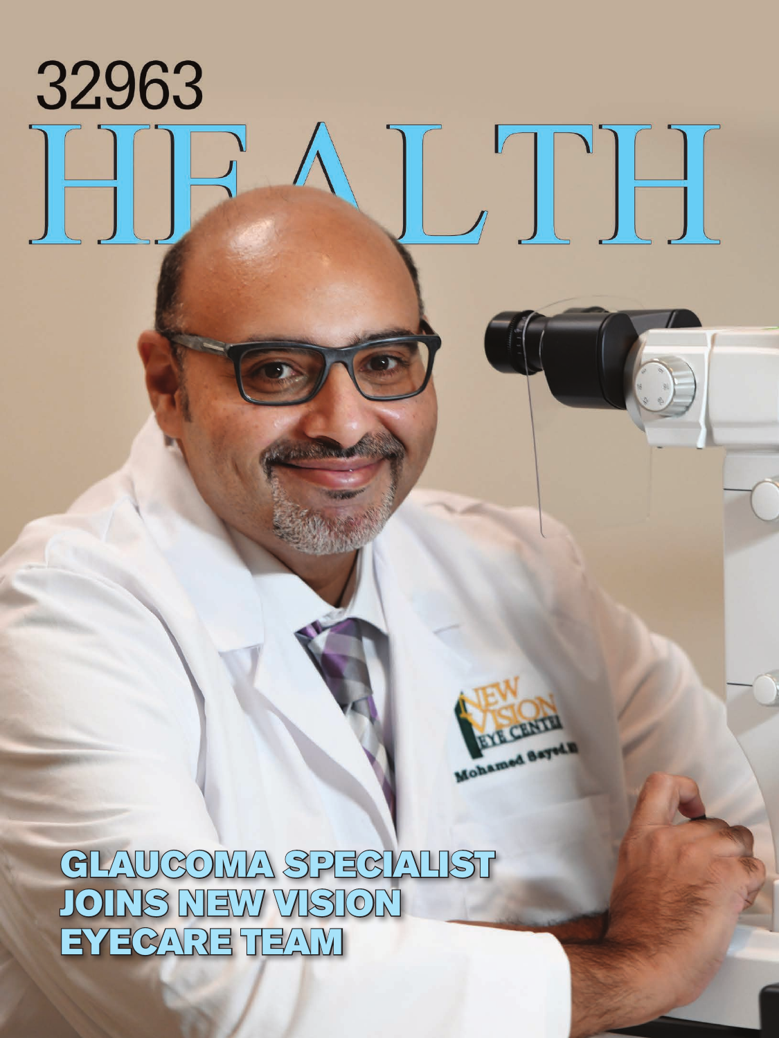# 32963 HEALTH

## GLAUCOMA SPECIALIST JOINS NEW VISION EYECARE TEAM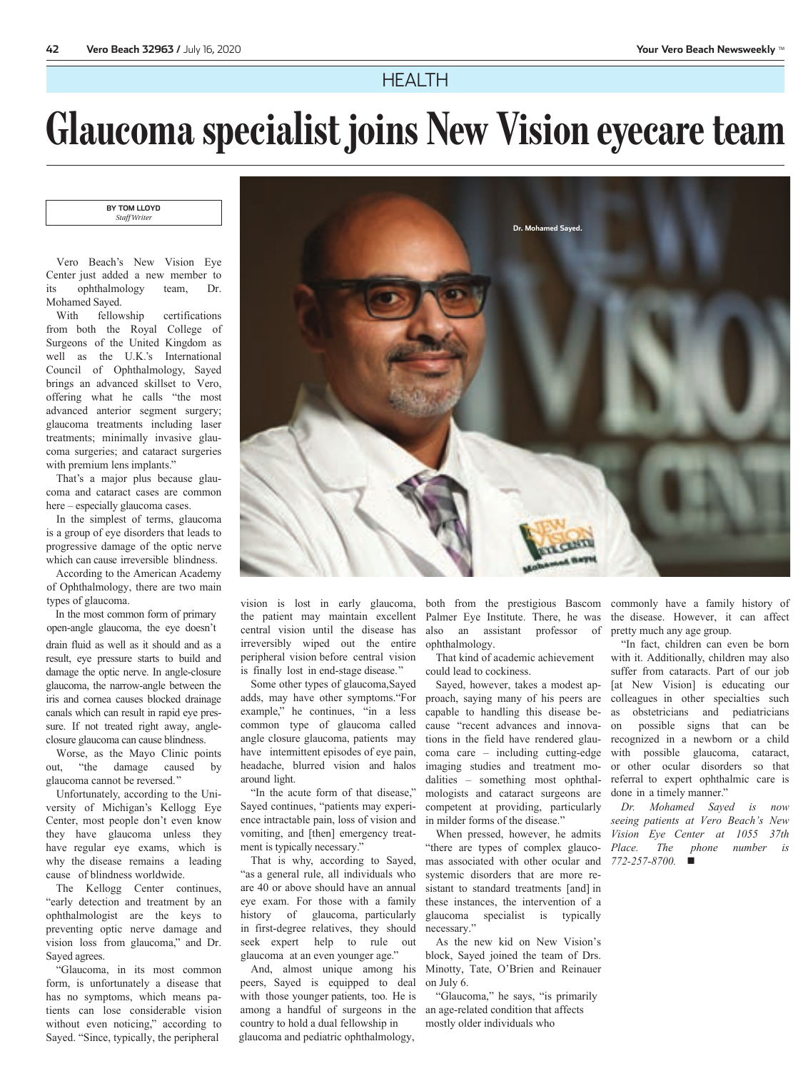HEALTH

# Glaucoma specialist joins New Vision eyecare team

**BY TOM LLOYD**
*Staff Writer*

Dr. Mohamed Sayed.

Vero Beach's New Vision Eye Center just added a new member to its ophthalmology team, Dr. Mohamed Sayed.

With fellowship certifications from both the Royal College of Surgeons of the United Kingdom as well as the U.K.'s International Council of Ophthalmology, Sayed brings an advanced skillset to Vero, offering what he calls "the most advanced anterior segment surgery; glaucoma treatments including laser treatments; minimally invasive glaucoma surgeries; and cataract surgeries with premium lens implants."

That's a major plus because glaucoma and cataract cases are common here – especially glaucoma cases.

In the simplest of terms, glaucoma is a group of eye disorders that leads to progressive damage of the optic nerve which can cause irreversible blindness.

According to the American Academy of Ophthalmology, there are two main types of glaucoma.

In the most common form of primary open-angle glaucoma, the eye doesn't drain fluid as well as it should and as a result, eye pressure starts to build and damage the optic nerve. In angle-closure glaucoma, the narrow-angle between the iris and cornea causes blocked drainage canals which can result in rapid eye pressure. If not treated right away, angle-closure glaucoma can cause blindness.

Worse, as the Mayo Clinic points out, "the damage caused by glaucoma cannot be reversed."

Unfortunately, according to the University of Michigan's Kellogg Eye Center, most people don't even know they have glaucoma unless they have regular eye exams, which is why the disease remains a leading cause of blindness worldwide.

The Kellogg Center continues, "early detection and treatment by an ophthalmologist are the keys to preventing optic nerve damage and vision loss from glaucoma," and Dr. Sayed agrees.

"Glaucoma, in its most common form, is unfortunately a disease that has no symptoms, which means patients can lose considerable vision without even noticing," according to Sayed. "Since, typically, the peripheral vision is lost in early glaucoma, the patient may maintain excellent central vision until the disease has irreversibly wiped out the entire peripheral vision before central vision is finally lost in end-stage disease."

Some other types of glaucoma, Sayed adds, may have other symptoms. "For example," he continues, "in a less common type of glaucoma called angle closure glaucoma, patients may have intermittent episodes of eye pain, headache, blurred vision and halos around light.

"In the acute form of that disease," Sayed continues, "patients may experience intractable pain, loss of vision and vomiting, and [then] emergency treatment is typically necessary."

That is why, according to Sayed, "as a general rule, all individuals who are 40 or above should have an annual eye exam. For those with a family history of glaucoma, particularly in first-degree relatives, they should seek expert help to rule out glaucoma at an even younger age."

And, almost unique among his peers, Sayed is equipped to deal with those younger patients, too. He is among a handful of surgeons in the country to hold a dual fellowship in glaucoma and pediatric ophthalmology, both from the prestigious Bascom Palmer Eye Institute. There, he was also an assistant professor of ophthalmology.

That kind of academic achievement could lead to cockiness.

Sayed, however, takes a modest approach, saying many of his peers are capable to handling this disease because "recent advances and innovations in the field have rendered glaucoma care – including cutting-edge imaging studies and treatment modalities – something most ophthalmologists and cataract surgeons are competent at providing, particularly in milder forms of the disease."

When pressed, however, he admits "there are types of complex glaucomas associated with other ocular and systemic disorders that are more resistant to standard treatments [and] in these instances, the intervention of a glaucoma specialist is typically necessary."

As the new kid on New Vision's block, Sayed joined the team of Drs. Minotty, Tate, O'Brien and Reinauer on July 6.

"Glaucoma," he says, "is primarily an age-related condition that affects mostly older individuals who commonly have a family history of the disease. However, it can affect pretty much any age group.

"In fact, children can even be born with it. Additionally, children may also suffer from cataracts. Part of our job [at New Vision] is educating our colleagues in other specialties such as obstetricians and pediatricians on possible signs that can be recognized in a newborn or a child with possible glaucoma, cataract, or other ocular disorders so that referral to expert ophthalmic care is done in a timely manner."

*Dr. Mohamed Sayed is now seeing patients at Vero Beach's New Vision Eye Center at 1055 37th Place. The phone number is 772-257-8700.* ■